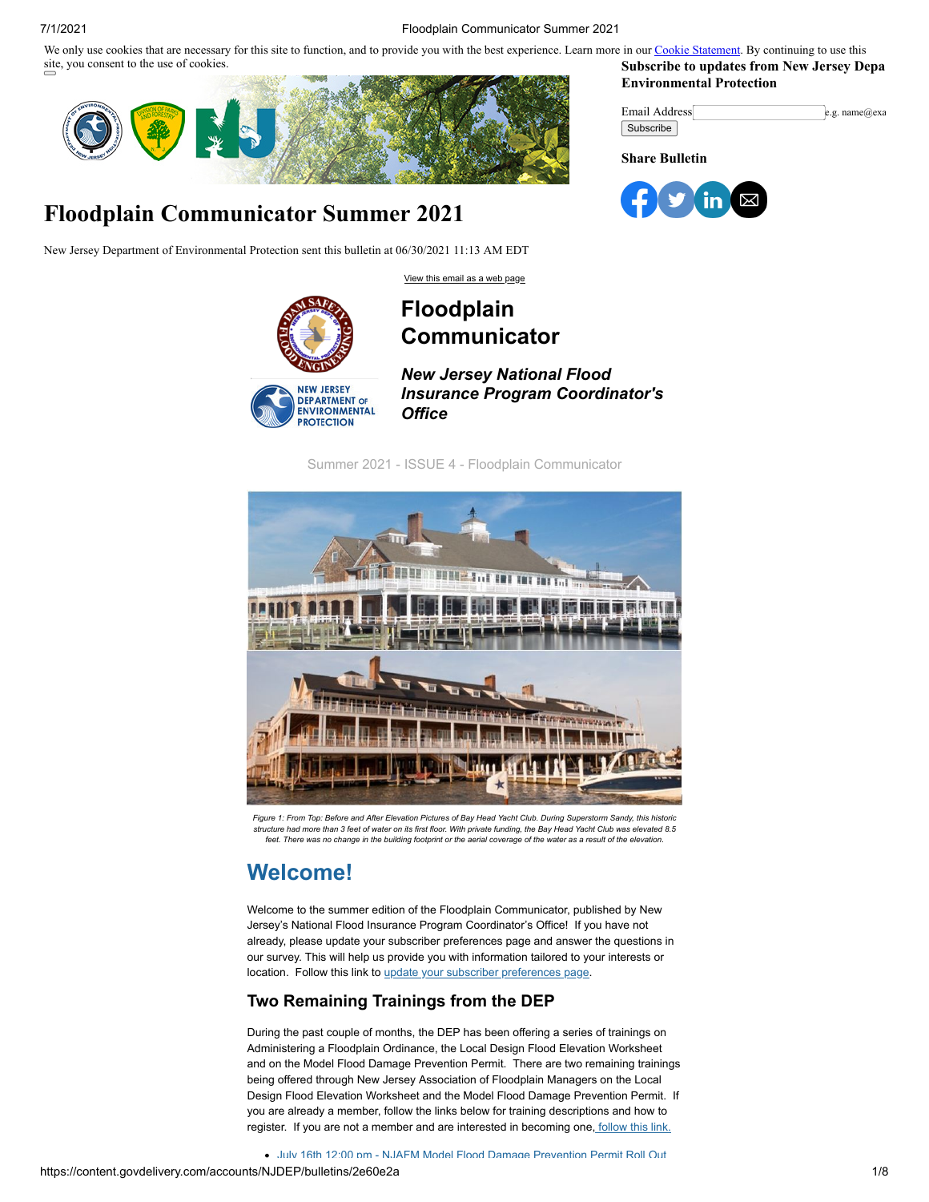We only use cookies that are necessary for this site to function, and to provide you with the best experience. Learn more in our Cookie Statement. By continuing to use this site, you consent to the use of cookies.

**Subscribe to updates from New Jersey Depa Environmental Protection**

Email Address e.g. name@exa

Subscribe

**Share Bulletin**

# Floodplain Communicator Summer 2021

New Jersey Department of Environmental Protection sent this bulletin at 06/30/2021 11:13 AM EDT

View this email as a web page

## Floodplain Communicator

***New Jersey National Flood Insurance Program Coordinator's Office***

Summer 2021 - ISSUE 4 - Floodplain Communicator

*Figure 1: From Top: Before and After Elevation Pictures of Bay Head Yacht Club. During Superstorm Sandy, this historic structure had more than 3 feet of water on its first floor. With private funding, the Bay Head Yacht Club was elevated 8.5 feet. There was no change in the building footprint or the aerial coverage of the water as a result of the elevation.*

## Welcome!

Welcome to the summer edition of the Floodplain Communicator, published by New Jersey's National Flood Insurance Program Coordinator's Office! If you have not already, please update your subscriber preferences page and answer the questions in our survey. This will help us provide you with information tailored to your interests or location. Follow this link to update your subscriber preferences page.

### Two Remaining Trainings from the DEP

During the past couple of months, the DEP has been offering a series of trainings on Administering a Floodplain Ordinance, the Local Design Flood Elevation Worksheet and on the Model Flood Damage Prevention Permit. There are two remaining trainings being offered through New Jersey Association of Floodplain Managers on the Local Design Flood Elevation Worksheet and the Model Flood Damage Prevention Permit. If you are already a member, follow the links below for training descriptions and how to register. If you are not a member and are interested in becoming one, follow this link.

- July 16th 12:00 pm - NJAFM Model Flood Damage Prevention Permit Roll Out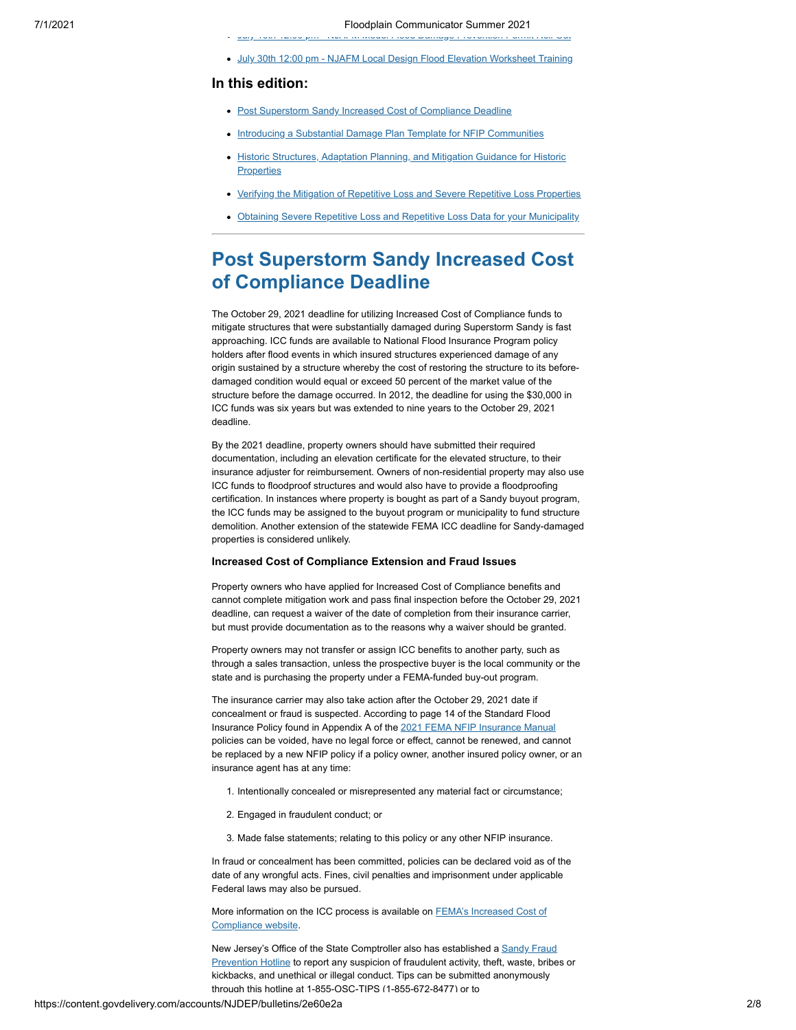- July 16th 12:00 pm - NJAFM Model Flood Damage Prevention Permit Roll Out
- July 30th 12:00 pm - NJAFM Local Design Flood Elevation Worksheet Training

### In this edition:

- Post Superstorm Sandy Increased Cost of Compliance Deadline
- Introducing a Substantial Damage Plan Template for NFIP Communities
- Historic Structures, Adaptation Planning, and Mitigation Guidance for Historic Properties
- Verifying the Mitigation of Repetitive Loss and Severe Repetitive Loss Properties
- Obtaining Severe Repetitive Loss and Repetitive Loss Data for your Municipality

---

# Post Superstorm Sandy Increased Cost of Compliance Deadline

The October 29, 2021 deadline for utilizing Increased Cost of Compliance funds to mitigate structures that were substantially damaged during Superstorm Sandy is fast approaching. ICC funds are available to National Flood Insurance Program policy holders after flood events in which insured structures experienced damage of any origin sustained by a structure whereby the cost of restoring the structure to its before-damaged condition would equal or exceed 50 percent of the market value of the structure before the damage occurred. In 2012, the deadline for using the $30,000 in ICC funds was six years but was extended to nine years to the October 29, 2021 deadline.

By the 2021 deadline, property owners should have submitted their required documentation, including an elevation certificate for the elevated structure, to their insurance adjuster for reimbursement. Owners of non-residential property may also use ICC funds to floodproof structures and would also have to provide a floodproofing certification. In instances where property is bought as part of a Sandy buyout program, the ICC funds may be assigned to the buyout program or municipality to fund structure demolition. Another extension of the statewide FEMA ICC deadline for Sandy-damaged properties is considered unlikely.

**Increased Cost of Compliance Extension and Fraud Issues**

Property owners who have applied for Increased Cost of Compliance benefits and cannot complete mitigation work and pass final inspection before the October 29, 2021 deadline, can request a waiver of the date of completion from their insurance carrier, but must provide documentation as to the reasons why a waiver should be granted.

Property owners may not transfer or assign ICC benefits to another party, such as through a sales transaction, unless the prospective buyer is the local community or the state and is purchasing the property under a FEMA-funded buy-out program.

The insurance carrier may also take action after the October 29, 2021 date if concealment or fraud is suspected. According to page 14 of the Standard Flood Insurance Policy found in Appendix A of the 2021 FEMA NFIP Insurance Manual policies can be voided, have no legal force or effect, cannot be renewed, and cannot be replaced by a new NFIP policy if a policy owner, another insured policy owner, or an insurance agent has at any time:

1. Intentionally concealed or misrepresented any material fact or circumstance;
2. Engaged in fraudulent conduct; or
3. Made false statements; relating to this policy or any other NFIP insurance.

In fraud or concealment has been committed, policies can be declared void as of the date of any wrongful acts. Fines, civil penalties and imprisonment under applicable Federal laws may also be pursued.

More information on the ICC process is available on FEMA's Increased Cost of Compliance website.

New Jersey's Office of the State Comptroller also has established a Sandy Fraud Prevention Hotline to report any suspicion of fraudulent activity, theft, waste, bribes or kickbacks, and unethical or illegal conduct. Tips can be submitted anonymously through this hotline at 1-855-OSC-TIPS (1-855-672-8477) or to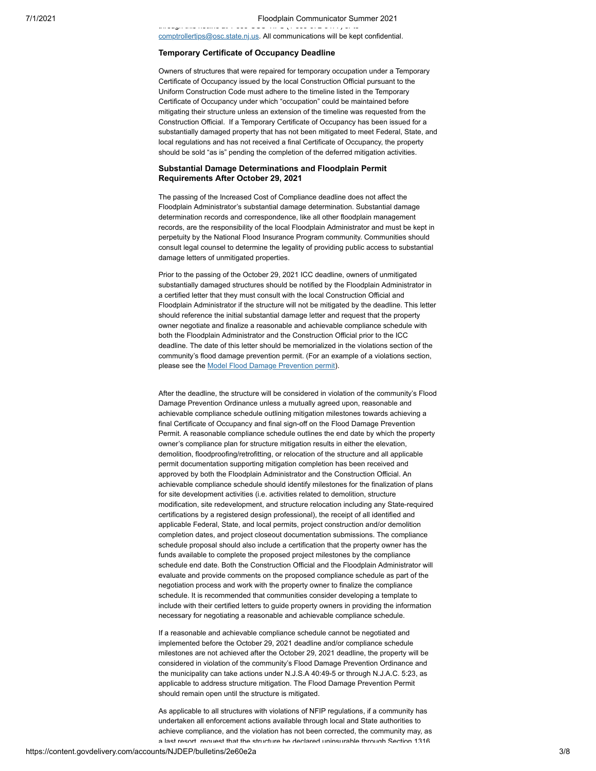through this hotline at 1-855-OSC-TIPS (1-855-672-8477) or to comptrollertips@osc.state.nj.us. All communications will be kept confidential.

### Temporary Certificate of Occupancy Deadline

Owners of structures that were repaired for temporary occupation under a Temporary Certificate of Occupancy issued by the local Construction Official pursuant to the Uniform Construction Code must adhere to the timeline listed in the Temporary Certificate of Occupancy under which "occupation" could be maintained before mitigating their structure unless an extension of the timeline was requested from the Construction Official. If a Temporary Certificate of Occupancy has been issued for a substantially damaged property that has not been mitigated to meet Federal, State, and local regulations and has not received a final Certificate of Occupancy, the property should be sold "as is" pending the completion of the deferred mitigation activities.

### Substantial Damage Determinations and Floodplain Permit Requirements After October 29, 2021

The passing of the Increased Cost of Compliance deadline does not affect the Floodplain Administrator's substantial damage determination. Substantial damage determination records and correspondence, like all other floodplain management records, are the responsibility of the local Floodplain Administrator and must be kept in perpetuity by the National Flood Insurance Program community. Communities should consult legal counsel to determine the legality of providing public access to substantial damage letters of unmitigated properties.

Prior to the passing of the October 29, 2021 ICC deadline, owners of unmitigated substantially damaged structures should be notified by the Floodplain Administrator in a certified letter that they must consult with the local Construction Official and Floodplain Administrator if the structure will not be mitigated by the deadline. This letter should reference the initial substantial damage letter and request that the property owner negotiate and finalize a reasonable and achievable compliance schedule with both the Floodplain Administrator and the Construction Official prior to the ICC deadline. The date of this letter should be memorialized in the violations section of the community's flood damage prevention permit. (For an example of a violations section, please see the Model Flood Damage Prevention permit).

After the deadline, the structure will be considered in violation of the community's Flood Damage Prevention Ordinance unless a mutually agreed upon, reasonable and achievable compliance schedule outlining mitigation milestones towards achieving a final Certificate of Occupancy and final sign-off on the Flood Damage Prevention Permit. A reasonable compliance schedule outlines the end date by which the property owner's compliance plan for structure mitigation results in either the elevation, demolition, floodproofing/retrofitting, or relocation of the structure and all applicable permit documentation supporting mitigation completion has been received and approved by both the Floodplain Administrator and the Construction Official. An achievable compliance schedule should identify milestones for the finalization of plans for site development activities (i.e. activities related to demolition, structure modification, site redevelopment, and structure relocation including any State-required certifications by a registered design professional), the receipt of all identified and applicable Federal, State, and local permits, project construction and/or demolition completion dates, and project closeout documentation submissions. The compliance schedule proposal should also include a certification that the property owner has the funds available to complete the proposed project milestones by the compliance schedule end date. Both the Construction Official and the Floodplain Administrator will evaluate and provide comments on the proposed compliance schedule as part of the negotiation process and work with the property owner to finalize the compliance schedule. It is recommended that communities consider developing a template to include with their certified letters to guide property owners in providing the information necessary for negotiating a reasonable and achievable compliance schedule.

If a reasonable and achievable compliance schedule cannot be negotiated and implemented before the October 29, 2021 deadline and/or compliance schedule milestones are not achieved after the October 29, 2021 deadline, the property will be considered in violation of the community's Flood Damage Prevention Ordinance and the municipality can take actions under N.J.S.A 40:49-5 or through N.J.A.C. 5:23, as applicable to address structure mitigation. The Flood Damage Prevention Permit should remain open until the structure is mitigated.

As applicable to all structures with violations of NFIP regulations, if a community has undertaken all enforcement actions available through local and State authorities to achieve compliance, and the violation has not been corrected, the community may, as a last resort, request that the structure be declared uninsurable through Section 1316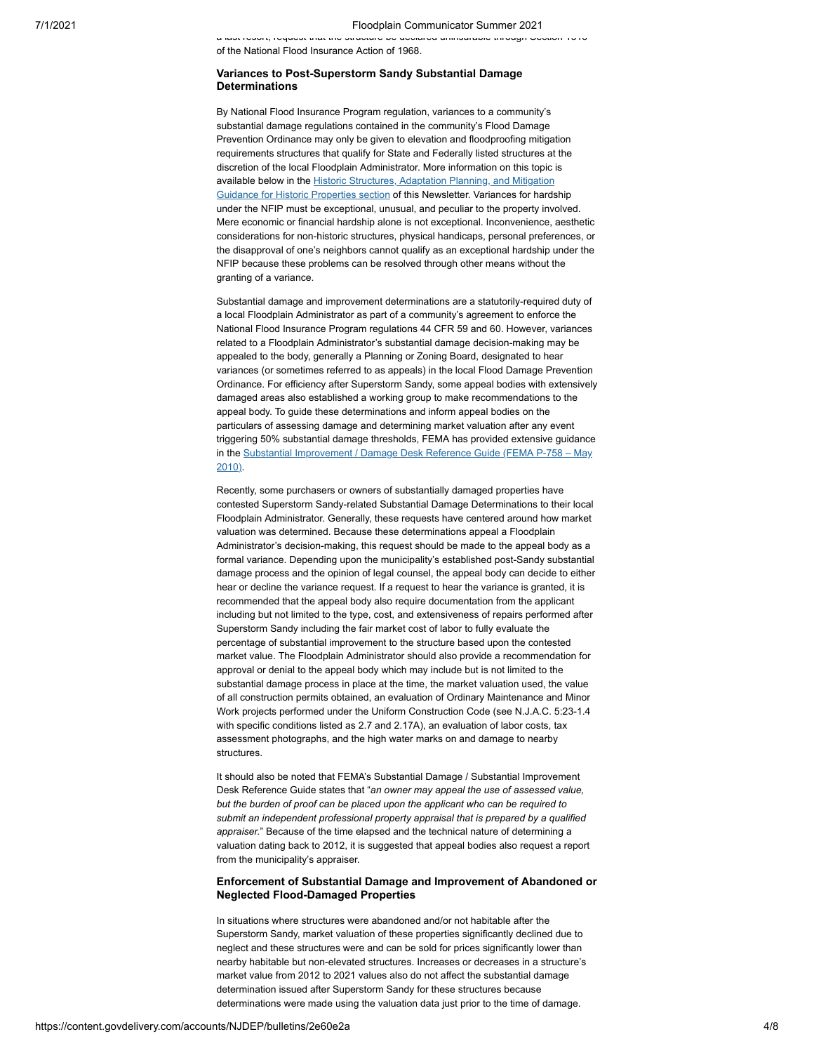a last resort, request that the structure be declared uninsurable through Section 1316 of the National Flood Insurance Action of 1968.

### Variances to Post-Superstorm Sandy Substantial Damage Determinations

By National Flood Insurance Program regulation, variances to a community's substantial damage regulations contained in the community's Flood Damage Prevention Ordinance may only be given to elevation and floodproofing mitigation requirements structures that qualify for State and Federally listed structures at the discretion of the local Floodplain Administrator. More information on this topic is available below in the [Historic Structures, Adaptation Planning, and Mitigation Guidance for Historic Properties section](#) of this Newsletter. Variances for hardship under the NFIP must be exceptional, unusual, and peculiar to the property involved. Mere economic or financial hardship alone is not exceptional. Inconvenience, aesthetic considerations for non-historic structures, physical handicaps, personal preferences, or the disapproval of one's neighbors cannot qualify as an exceptional hardship under the NFIP because these problems can be resolved through other means without the granting of a variance.

Substantial damage and improvement determinations are a statutorily-required duty of a local Floodplain Administrator as part of a community's agreement to enforce the National Flood Insurance Program regulations 44 CFR 59 and 60. However, variances related to a Floodplain Administrator's substantial damage decision-making may be appealed to the body, generally a Planning or Zoning Board, designated to hear variances (or sometimes referred to as appeals) in the local Flood Damage Prevention Ordinance. For efficiency after Superstorm Sandy, some appeal bodies with extensively damaged areas also established a working group to make recommendations to the appeal body. To guide these determinations and inform appeal bodies on the particulars of assessing damage and determining market valuation after any event triggering 50% substantial damage thresholds, FEMA has provided extensive guidance in the [Substantial Improvement / Damage Desk Reference Guide (FEMA P-758 – May 2010)](#).

Recently, some purchasers or owners of substantially damaged properties have contested Superstorm Sandy-related Substantial Damage Determinations to their local Floodplain Administrator. Generally, these requests have centered around how market valuation was determined. Because these determinations appeal a Floodplain Administrator's decision-making, this request should be made to the appeal body as a formal variance. Depending upon the municipality's established post-Sandy substantial damage process and the opinion of legal counsel, the appeal body can decide to either hear or decline the variance request. If a request to hear the variance is granted, it is recommended that the appeal body also require documentation from the applicant including but not limited to the type, cost, and extensiveness of repairs performed after Superstorm Sandy including the fair market cost of labor to fully evaluate the percentage of substantial improvement to the structure based upon the contested market value. The Floodplain Administrator should also provide a recommendation for approval or denial to the appeal body which may include but is not limited to the substantial damage process in place at the time, the market valuation used, the value of all construction permits obtained, an evaluation of Ordinary Maintenance and Minor Work projects performed under the Uniform Construction Code (see N.J.A.C. 5:23-1.4 with specific conditions listed as 2.7 and 2.17A), an evaluation of labor costs, tax assessment photographs, and the high water marks on and damage to nearby structures.

It should also be noted that FEMA's Substantial Damage / Substantial Improvement Desk Reference Guide states that "*an owner may appeal the use of assessed value, but the burden of proof can be placed upon the applicant who can be required to submit an independent professional property appraisal that is prepared by a qualified appraiser.*" Because of the time elapsed and the technical nature of determining a valuation dating back to 2012, it is suggested that appeal bodies also request a report from the municipality's appraiser.

### Enforcement of Substantial Damage and Improvement of Abandoned or Neglected Flood-Damaged Properties

In situations where structures were abandoned and/or not habitable after the Superstorm Sandy, market valuation of these properties significantly declined due to neglect and these structures were and can be sold for prices significantly lower than nearby habitable but non-elevated structures. Increases or decreases in a structure's market value from 2012 to 2021 values also do not affect the substantial damage determination issued after Superstorm Sandy for these structures because determinations were made using the valuation data just prior to the time of damage.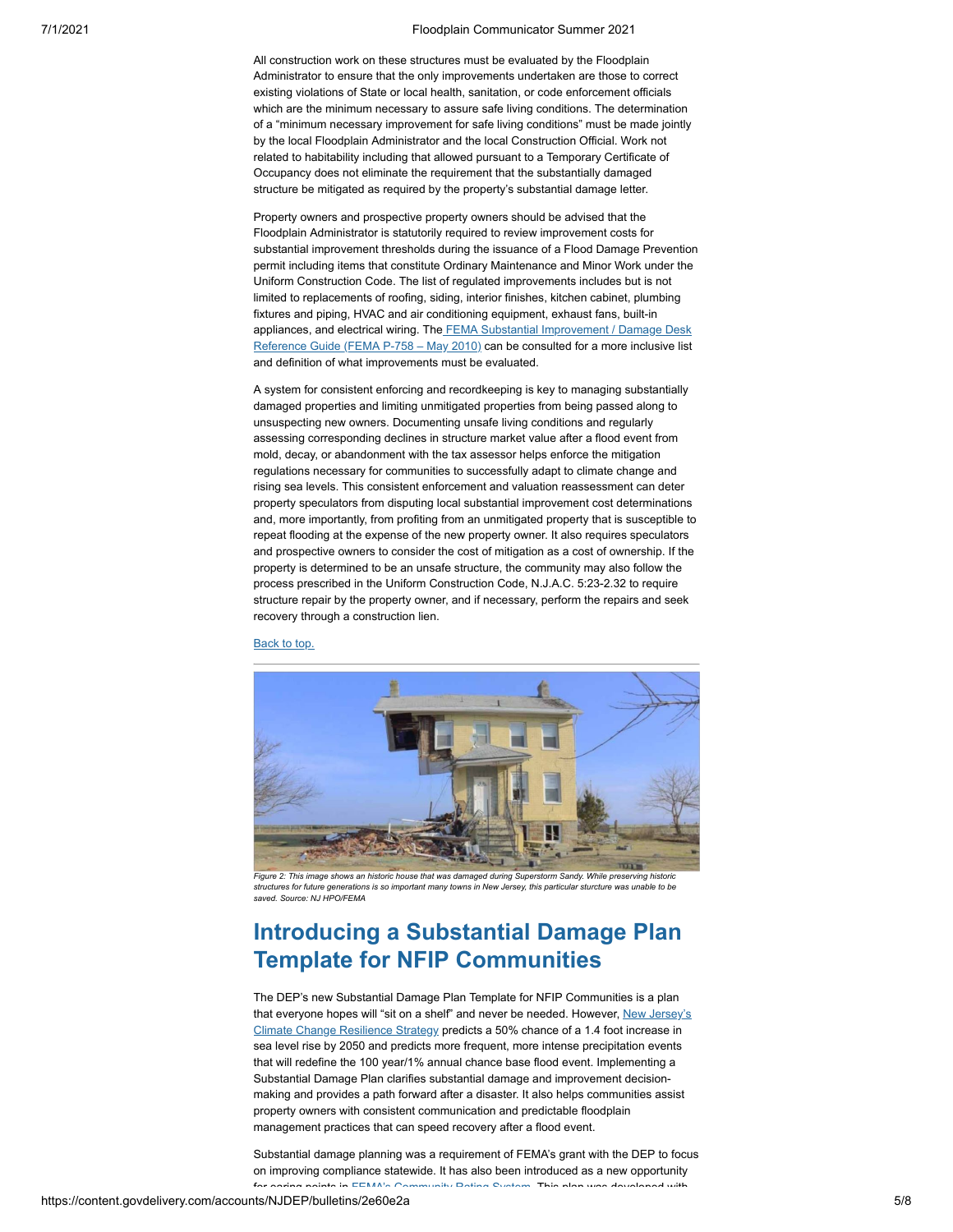All construction work on these structures must be evaluated by the Floodplain Administrator to ensure that the only improvements undertaken are those to correct existing violations of State or local health, sanitation, or code enforcement officials which are the minimum necessary to assure safe living conditions. The determination of a "minimum necessary improvement for safe living conditions" must be made jointly by the local Floodplain Administrator and the local Construction Official. Work not related to habitability including that allowed pursuant to a Temporary Certificate of Occupancy does not eliminate the requirement that the substantially damaged structure be mitigated as required by the property's substantial damage letter.

Property owners and prospective property owners should be advised that the Floodplain Administrator is statutorily required to review improvement costs for substantial improvement thresholds during the issuance of a Flood Damage Prevention permit including items that constitute Ordinary Maintenance and Minor Work under the Uniform Construction Code. The list of regulated improvements includes but is not limited to replacements of roofing, siding, interior finishes, kitchen cabinet, plumbing fixtures and piping, HVAC and air conditioning equipment, exhaust fans, built-in appliances, and electrical wiring. The FEMA Substantial Improvement / Damage Desk Reference Guide (FEMA P-758 – May 2010) can be consulted for a more inclusive list and definition of what improvements must be evaluated.

A system for consistent enforcing and recordkeeping is key to managing substantially damaged properties and limiting unmitigated properties from being passed along to unsuspecting new owners. Documenting unsafe living conditions and regularly assessing corresponding declines in structure market value after a flood event from mold, decay, or abandonment with the tax assessor helps enforce the mitigation regulations necessary for communities to successfully adapt to climate change and rising sea levels. This consistent enforcement and valuation reassessment can deter property speculators from disputing local substantial improvement cost determinations and, more importantly, from profiting from an unmitigated property that is susceptible to repeat flooding at the expense of the new property owner. It also requires speculators and prospective owners to consider the cost of mitigation as a cost of ownership. If the property is determined to be an unsafe structure, the community may also follow the process prescribed in the Uniform Construction Code, N.J.A.C. 5:23-2.32 to require structure repair by the property owner, and if necessary, perform the repairs and seek recovery through a construction lien.

Back to top.

*Figure 2: This image shows an historic house that was damaged during Superstorm Sandy. While preserving historic structures for future generations is so important many towns in New Jersey, this particular sturcture was unable to be saved. Source: NJ HPO/FEMA*

## Introducing a Substantial Damage Plan Template for NFIP Communities

The DEP's new Substantial Damage Plan Template for NFIP Communities is a plan that everyone hopes will "sit on a shelf" and never be needed. However, New Jersey's Climate Change Resilience Strategy predicts a 50% chance of a 1.4 foot increase in sea level rise by 2050 and predicts more frequent, more intense precipitation events that will redefine the 100 year/1% annual chance base flood event. Implementing a Substantial Damage Plan clarifies substantial damage and improvement decision-making and provides a path forward after a disaster. It also helps communities assist property owners with consistent communication and predictable floodplain management practices that can speed recovery after a flood event.

Substantial damage planning was a requirement of FEMA's grant with the DEP to focus on improving compliance statewide. It has also been introduced as a new opportunity for saving points in FEMA's Community Rating System. This plan was developed with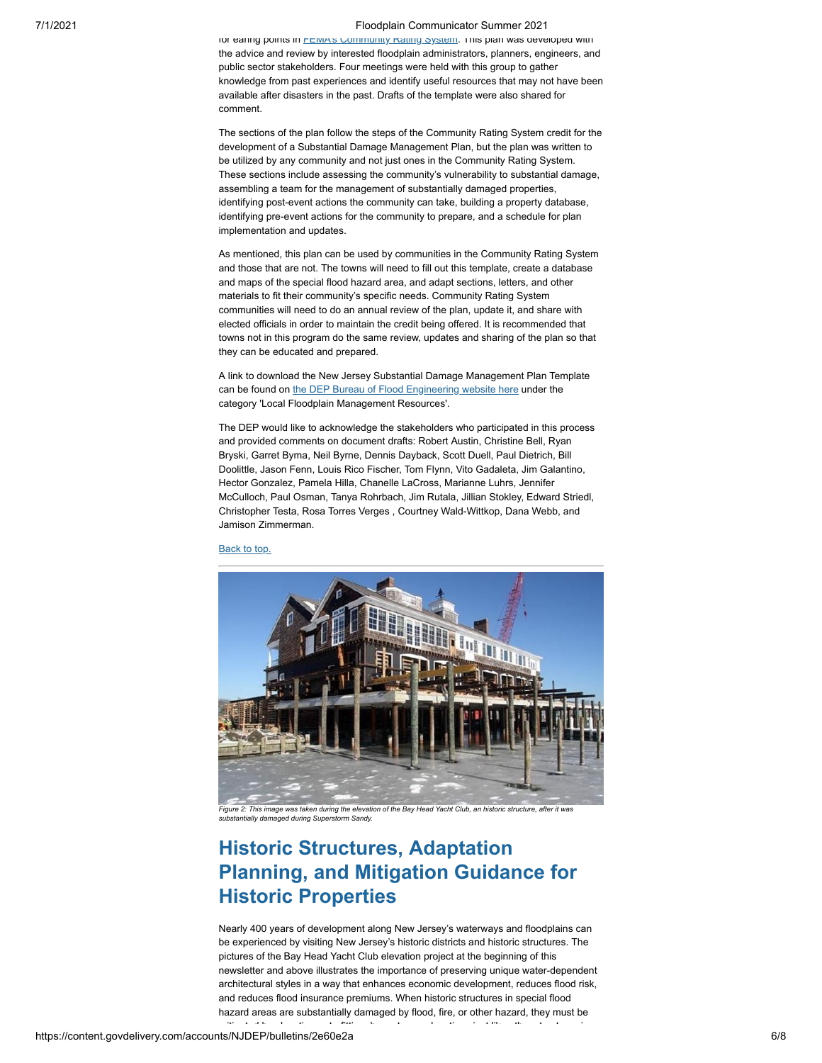for earning points in FEMA's Community Rating System. This plan was developed with the advice and review by interested floodplain administrators, planners, engineers, and public sector stakeholders. Four meetings were held with this group to gather knowledge from past experiences and identify useful resources that may not have been available after disasters in the past. Drafts of the template were also shared for comment.

The sections of the plan follow the steps of the Community Rating System credit for the development of a Substantial Damage Management Plan, but the plan was written to be utilized by any community and not just ones in the Community Rating System. These sections include assessing the community's vulnerability to substantial damage, assembling a team for the management of substantially damaged properties, identifying post-event actions the community can take, building a property database, identifying pre-event actions for the community to prepare, and a schedule for plan implementation and updates.

As mentioned, this plan can be used by communities in the Community Rating System and those that are not. The towns will need to fill out this template, create a database and maps of the special flood hazard area, and adapt sections, letters, and other materials to fit their community's specific needs. Community Rating System communities will need to do an annual review of the plan, update it, and share with elected officials in order to maintain the credit being offered. It is recommended that towns not in this program do the same review, updates and sharing of the plan so that they can be educated and prepared.

A link to download the New Jersey Substantial Damage Management Plan Template can be found on the DEP Bureau of Flood Engineering website here under the category 'Local Floodplain Management Resources'.

The DEP would like to acknowledge the stakeholders who participated in this process and provided comments on document drafts: Robert Austin, Christine Bell, Ryan Bryski, Garret Byma, Neil Byrne, Dennis Dayback, Scott Duell, Paul Dietrich, Bill Doolittle, Jason Fenn, Louis Rico Fischer, Tom Flynn, Vito Gadaleta, Jim Galantino, Hector Gonzalez, Pamela Hilla, Chanelle LaCross, Marianne Luhrs, Jennifer McCulloch, Paul Osman, Tanya Rohrbach, Jim Rutala, Jillian Stokley, Edward Striedl, Christopher Testa, Rosa Torres Verges , Courtney Wald-Wittkop, Dana Webb, and Jamison Zimmerman.

Back to top.

*Figure 2: This image was taken during the elevation of the Bay Head Yacht Club, an historic structure, after it was substantially damaged during Superstorm Sandy.*

# Historic Structures, Adaptation Planning, and Mitigation Guidance for Historic Properties

Nearly 400 years of development along New Jersey's waterways and floodplains can be experienced by visiting New Jersey's historic districts and historic structures. The pictures of the Bay Head Yacht Club elevation project at the beginning of this newsletter and above illustrates the importance of preserving unique water-dependent architectural styles in a way that enhances economic development, reduces flood risk, and reduces flood insurance premiums. When historic structures in special flood hazard areas are substantially damaged by flood, fire, or other hazard, they must be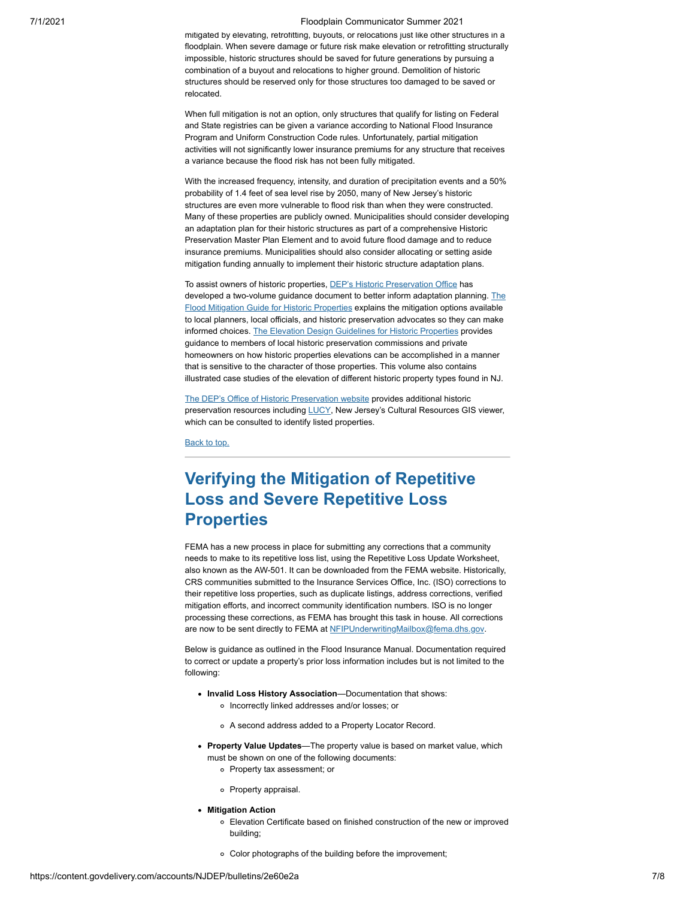mitigated by elevating, retrofitting, buyouts, or relocations just like other structures in a floodplain. When severe damage or future risk make elevation or retrofitting structurally impossible, historic structures should be saved for future generations by pursuing a combination of a buyout and relocations to higher ground. Demolition of historic structures should be reserved only for those structures too damaged to be saved or relocated.

When full mitigation is not an option, only structures that qualify for listing on Federal and State registries can be given a variance according to National Flood Insurance Program and Uniform Construction Code rules. Unfortunately, partial mitigation activities will not significantly lower insurance premiums for any structure that receives a variance because the flood risk has not been fully mitigated.

With the increased frequency, intensity, and duration of precipitation events and a 50% probability of 1.4 feet of sea level rise by 2050, many of New Jersey's historic structures are even more vulnerable to flood risk than when they were constructed. Many of these properties are publicly owned. Municipalities should consider developing an adaptation plan for their historic structures as part of a comprehensive Historic Preservation Master Plan Element and to avoid future flood damage and to reduce insurance premiums. Municipalities should also consider allocating or setting aside mitigation funding annually to implement their historic structure adaptation plans.

To assist owners of historic properties, DEP's Historic Preservation Office has developed a two-volume guidance document to better inform adaptation planning. The Flood Mitigation Guide for Historic Properties explains the mitigation options available to local planners, local officials, and historic preservation advocates so they can make informed choices. The Elevation Design Guidelines for Historic Properties provides guidance to members of local historic preservation commissions and private homeowners on how historic properties elevations can be accomplished in a manner that is sensitive to the character of those properties. This volume also contains illustrated case studies of the elevation of different historic property types found in NJ.

The DEP's Office of Historic Preservation website provides additional historic preservation resources including LUCY, New Jersey's Cultural Resources GIS viewer, which can be consulted to identify listed properties.

Back to top.

---

## Verifying the Mitigation of Repetitive Loss and Severe Repetitive Loss Properties

FEMA has a new process in place for submitting any corrections that a community needs to make to its repetitive loss list, using the Repetitive Loss Update Worksheet, also known as the AW-501. It can be downloaded from the FEMA website. Historically, CRS communities submitted to the Insurance Services Office, Inc. (ISO) corrections to their repetitive loss properties, such as duplicate listings, address corrections, verified mitigation efforts, and incorrect community identification numbers. ISO is no longer processing these corrections, as FEMA has brought this task in house. All corrections are now to be sent directly to FEMA at NFIPUnderwritingMailbox@fema.dhs.gov.

Below is guidance as outlined in the Flood Insurance Manual. Documentation required to correct or update a property's prior loss information includes but is not limited to the following:

- **Invalid Loss History Association**—Documentation that shows:
  - Incorrectly linked addresses and/or losses; or
  - A second address added to a Property Locator Record.
- **Property Value Updates**—The property value is based on market value, which must be shown on one of the following documents:
  - Property tax assessment; or
  - Property appraisal.
- **Mitigation Action**
  - Elevation Certificate based on finished construction of the new or improved building;
  - Color photographs of the building before the improvement;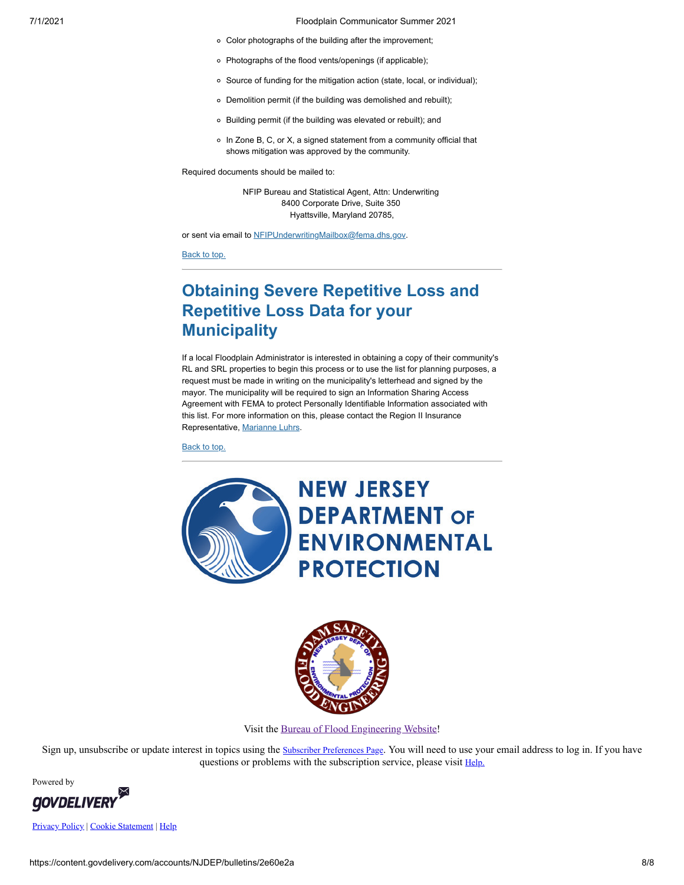- Color photographs of the building after the improvement;
- Photographs of the flood vents/openings (if applicable);
- Source of funding for the mitigation action (state, local, or individual);
- Demolition permit (if the building was demolished and rebuilt);
- Building permit (if the building was elevated or rebuilt); and
- In Zone B, C, or X, a signed statement from a community official that shows mitigation was approved by the community.

Required documents should be mailed to:

NFIP Bureau and Statistical Agent, Attn: Underwriting
8400 Corporate Drive, Suite 350
Hyattsville, Maryland 20785,

or sent via email to NFIPUnderwritingMailbox@fema.dhs.gov.

Back to top.

---

## Obtaining Severe Repetitive Loss and Repetitive Loss Data for your Municipality

If a local Floodplain Administrator is interested in obtaining a copy of their community's RL and SRL properties to begin this process or to use the list for planning purposes, a request must be made in writing on the municipality's letterhead and signed by the mayor. The municipality will be required to sign an Information Sharing Access Agreement with FEMA to protect Personally Identifiable Information associated with this list. For more information on this, please contact the Region II Insurance Representative, Marianne Luhrs.

Back to top.

---

NEW JERSEY DEPARTMENT OF ENVIRONMENTAL PROTECTION

DAM SAFETY FLOOD ENGINEERING

Visit the Bureau of Flood Engineering Website!

Sign up, unsubscribe or update interest in topics using the Subscriber Preferences Page. You will need to use your email address to log in. If you have questions or problems with the subscription service, please visit Help.

Powered by GOVDELIVERY

Privacy Policy | Cookie Statement | Help